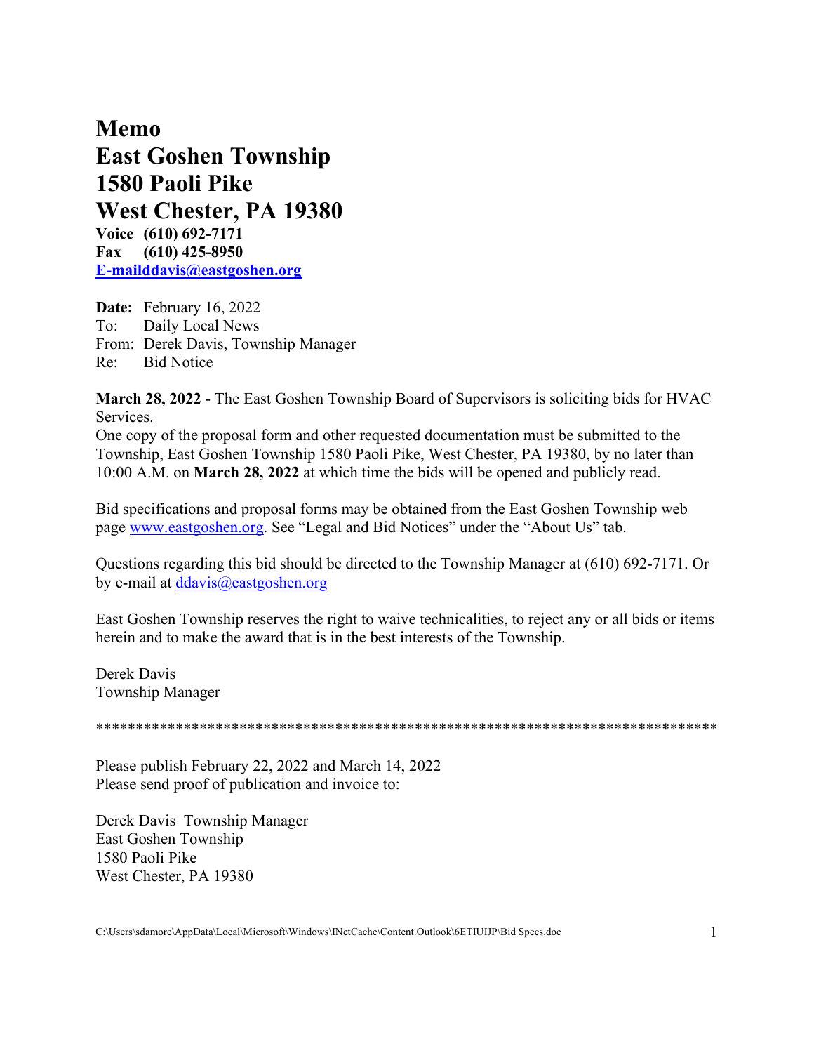# Memo
# East Goshen Township
# 1580 Paoli Pike
# West Chester, PA 19380

**Voice (610) 692-7171**
**Fax (610) 425-8950**
**E-mailddavis@eastgoshen.org**

**Date:** February 16, 2022
To: Daily Local News
From: Derek Davis, Township Manager
Re: Bid Notice

**March 28, 2022** - The East Goshen Township Board of Supervisors is soliciting bids for HVAC Services.
One copy of the proposal form and other requested documentation must be submitted to the Township, East Goshen Township 1580 Paoli Pike, West Chester, PA 19380, by no later than 10:00 A.M. on **March 28, 2022** at which time the bids will be opened and publicly read.

Bid specifications and proposal forms may be obtained from the East Goshen Township web page www.eastgoshen.org. See "Legal and Bid Notices" under the "About Us" tab.

Questions regarding this bid should be directed to the Township Manager at (610) 692-7171. Or by e-mail at ddavis@eastgoshen.org

East Goshen Township reserves the right to waive technicalities, to reject any or all bids or items herein and to make the award that is in the best interests of the Township.

Derek Davis
Township Manager

*******************************************************************************

Please publish February 22, 2022 and March 14, 2022
Please send proof of publication and invoice to:

Derek Davis Township Manager
East Goshen Township
1580 Paoli Pike
West Chester, PA 19380

C:\Users\sdamore\AppData\Local\Microsoft\Windows\INetCache\Content.Outlook\6ETIUIJP\Bid Specs.doc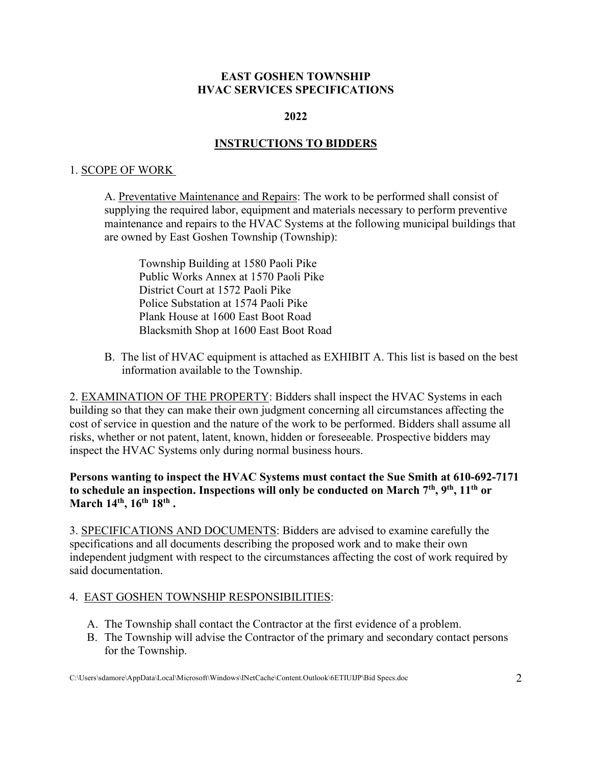**EAST GOSHEN TOWNSHIP**
**HVAC SERVICES SPECIFICATIONS**

**2022**

## INSTRUCTIONS TO BIDDERS

1. SCOPE OF WORK

A. Preventative Maintenance and Repairs: The work to be performed shall consist of supplying the required labor, equipment and materials necessary to perform preventive maintenance and repairs to the HVAC Systems at the following municipal buildings that are owned by East Goshen Township (Township):

Township Building at 1580 Paoli Pike
Public Works Annex at 1570 Paoli Pike
District Court at 1572 Paoli Pike
Police Substation at 1574 Paoli Pike
Plank House at 1600 East Boot Road
Blacksmith Shop at 1600 East Boot Road

B. The list of HVAC equipment is attached as EXHIBIT A. This list is based on the best information available to the Township.

2. EXAMINATION OF THE PROPERTY: Bidders shall inspect the HVAC Systems in each building so that they can make their own judgment concerning all circumstances affecting the cost of service in question and the nature of the work to be performed. Bidders shall assume all risks, whether or not patent, latent, known, hidden or foreseeable. Prospective bidders may inspect the HVAC Systems only during normal business hours.

**Persons wanting to inspect the HVAC Systems must contact the Sue Smith at 610-692-7171 to schedule an inspection. Inspections will only be conducted on March 7th, 9th, 11th or March 14th, 16th 18th .**

3. SPECIFICATIONS AND DOCUMENTS: Bidders are advised to examine carefully the specifications and all documents describing the proposed work and to make their own independent judgment with respect to the circumstances affecting the cost of work required by said documentation.

4. EAST GOSHEN TOWNSHIP RESPONSIBILITIES:

A. The Township shall contact the Contractor at the first evidence of a problem.
B. The Township will advise the Contractor of the primary and secondary contact persons for the Township.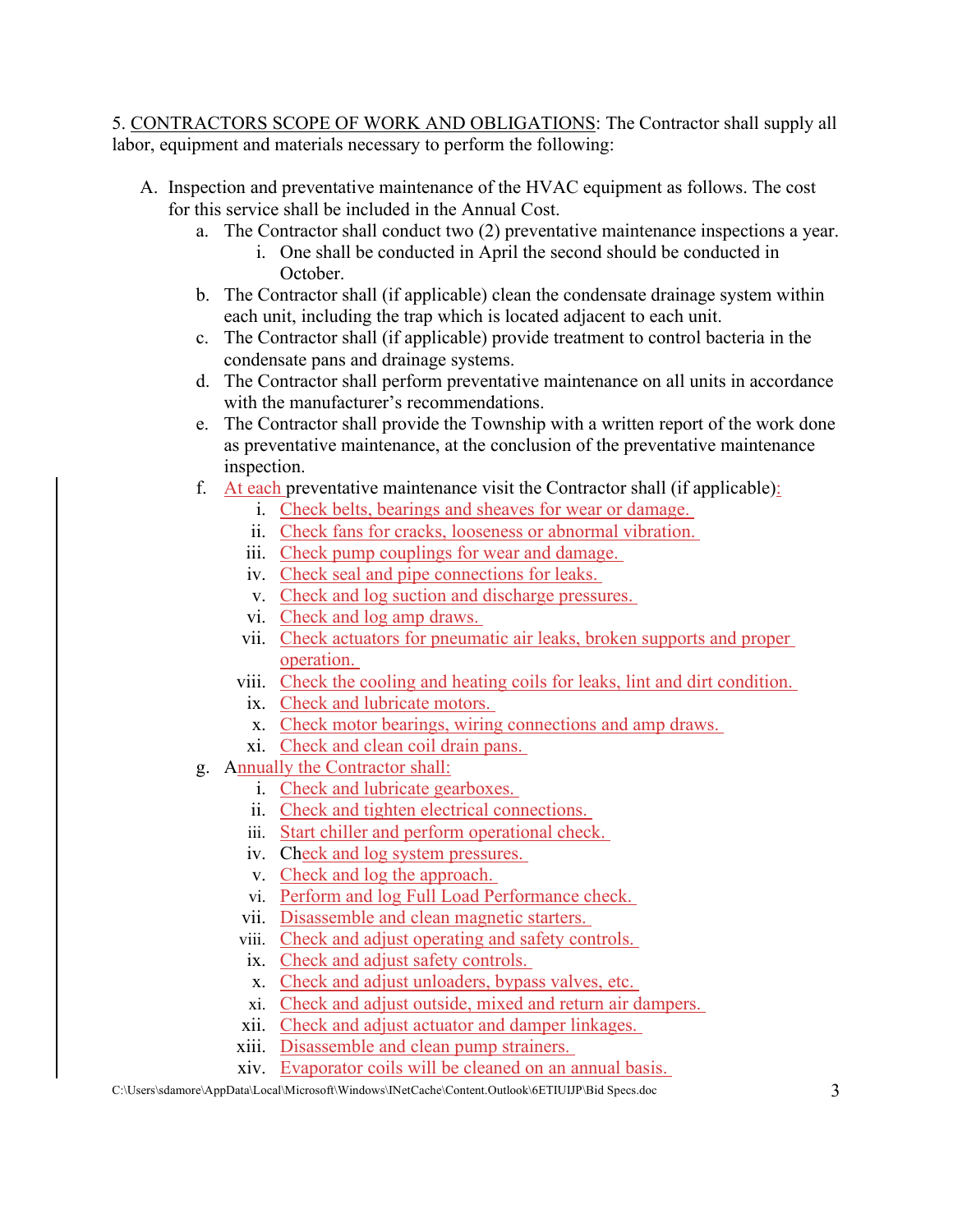5. <u>CONTRACTORS SCOPE OF WORK AND OBLIGATIONS</u>: The Contractor shall supply all labor, equipment and materials necessary to perform the following:

A. Inspection and preventative maintenance of the HVAC equipment as follows. The cost for this service shall be included in the Annual Cost.
   a. The Contractor shall conduct two (2) preventative maintenance inspections a year.
      i. One shall be conducted in April the second should be conducted in October.
   b. The Contractor shall (if applicable) clean the condensate drainage system within each unit, including the trap which is located adjacent to each unit.
   c. The Contractor shall (if applicable) provide treatment to control bacteria in the condensate pans and drainage systems.
   d. The Contractor shall perform preventative maintenance on all units in accordance with the manufacturer's recommendations.
   e. The Contractor shall provide the Township with a written report of the work done as preventative maintenance, at the conclusion of the preventative maintenance inspection.
   f. At each preventative maintenance visit the Contractor shall (if applicable):
      i. Check belts, bearings and sheaves for wear or damage.
      ii. Check fans for cracks, looseness or abnormal vibration.
      iii. Check pump couplings for wear and damage.
      iv. Check seal and pipe connections for leaks.
      v. Check and log suction and discharge pressures.
      vi. Check and log amp draws.
      vii. Check actuators for pneumatic air leaks, broken supports and proper operation.
      viii. Check the cooling and heating coils for leaks, lint and dirt condition.
      ix. Check and lubricate motors.
      x. Check motor bearings, wiring connections and amp draws.
      xi. Check and clean coil drain pans.
   g. Annually the Contractor shall:
      i. Check and lubricate gearboxes.
      ii. Check and tighten electrical connections.
      iii. Start chiller and perform operational check.
      iv. Check and log system pressures.
      v. Check and log the approach.
      vi. Perform and log Full Load Performance check.
      vii. Disassemble and clean magnetic starters.
      viii. Check and adjust operating and safety controls.
      ix. Check and adjust safety controls.
      x. Check and adjust unloaders, bypass valves, etc.
      xi. Check and adjust outside, mixed and return air dampers.
      xii. Check and adjust actuator and damper linkages.
      xiii. Disassemble and clean pump strainers.
      xiv. Evaporator coils will be cleaned on an annual basis.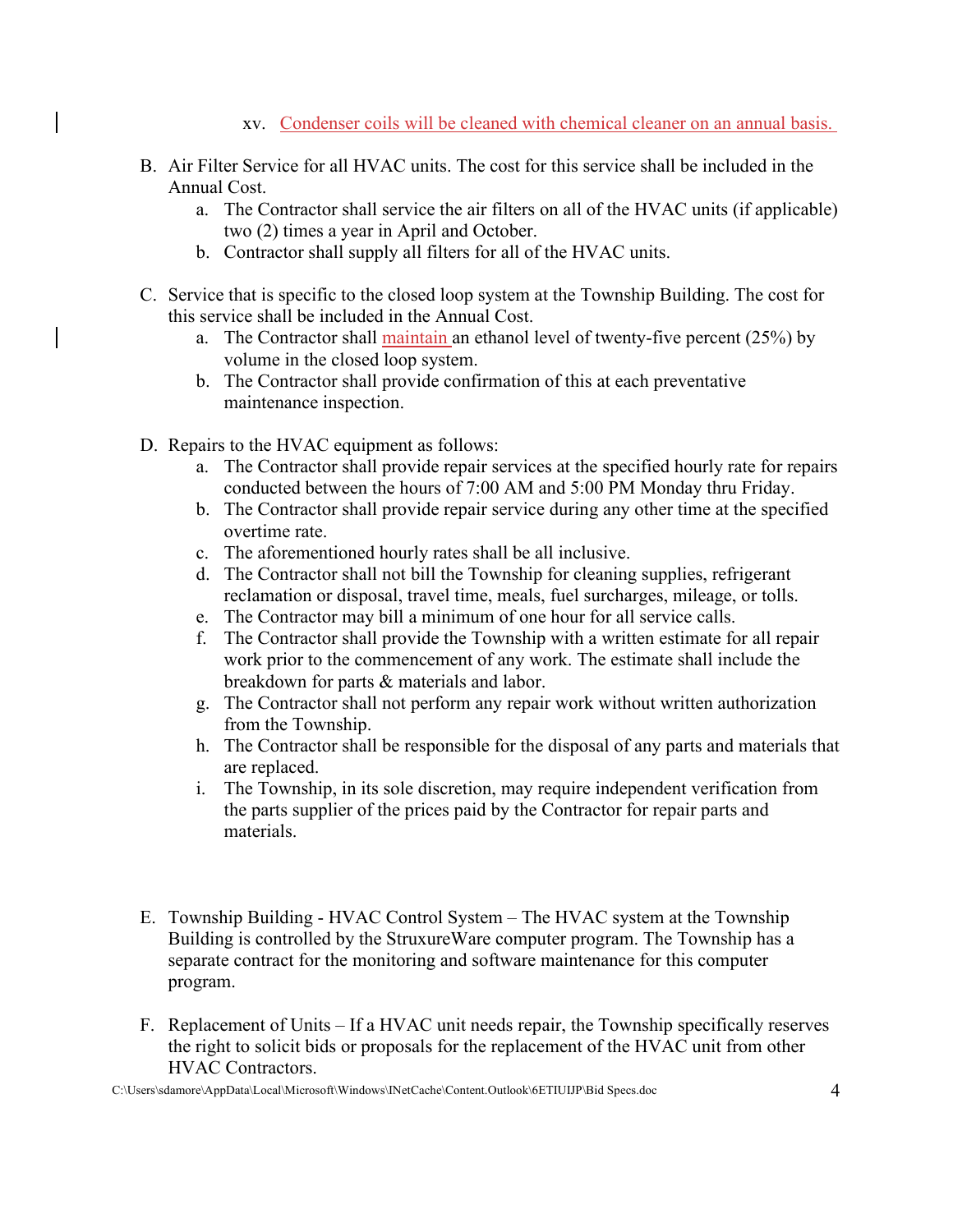xv. Condenser coils will be cleaned with chemical cleaner on an annual basis.

B. Air Filter Service for all HVAC units. The cost for this service shall be included in the Annual Cost.
   a. The Contractor shall service the air filters on all of the HVAC units (if applicable) two (2) times a year in April and October.
   b. Contractor shall supply all filters for all of the HVAC units.

C. Service that is specific to the closed loop system at the Township Building. The cost for this service shall be included in the Annual Cost.
   a. The Contractor shall maintain an ethanol level of twenty-five percent (25%) by volume in the closed loop system.
   b. The Contractor shall provide confirmation of this at each preventative maintenance inspection.

D. Repairs to the HVAC equipment as follows:
   a. The Contractor shall provide repair services at the specified hourly rate for repairs conducted between the hours of 7:00 AM and 5:00 PM Monday thru Friday.
   b. The Contractor shall provide repair service during any other time at the specified overtime rate.
   c. The aforementioned hourly rates shall be all inclusive.
   d. The Contractor shall not bill the Township for cleaning supplies, refrigerant reclamation or disposal, travel time, meals, fuel surcharges, mileage, or tolls.
   e. The Contractor may bill a minimum of one hour for all service calls.
   f. The Contractor shall provide the Township with a written estimate for all repair work prior to the commencement of any work. The estimate shall include the breakdown for parts & materials and labor.
   g. The Contractor shall not perform any repair work without written authorization from the Township.
   h. The Contractor shall be responsible for the disposal of any parts and materials that are replaced.
   i. The Township, in its sole discretion, may require independent verification from the parts supplier of the prices paid by the Contractor for repair parts and materials.

E. Township Building - HVAC Control System – The HVAC system at the Township Building is controlled by the StruxureWare computer program. The Township has a separate contract for the monitoring and software maintenance for this computer program.

F. Replacement of Units – If a HVAC unit needs repair, the Township specifically reserves the right to solicit bids or proposals for the replacement of the HVAC unit from other HVAC Contractors.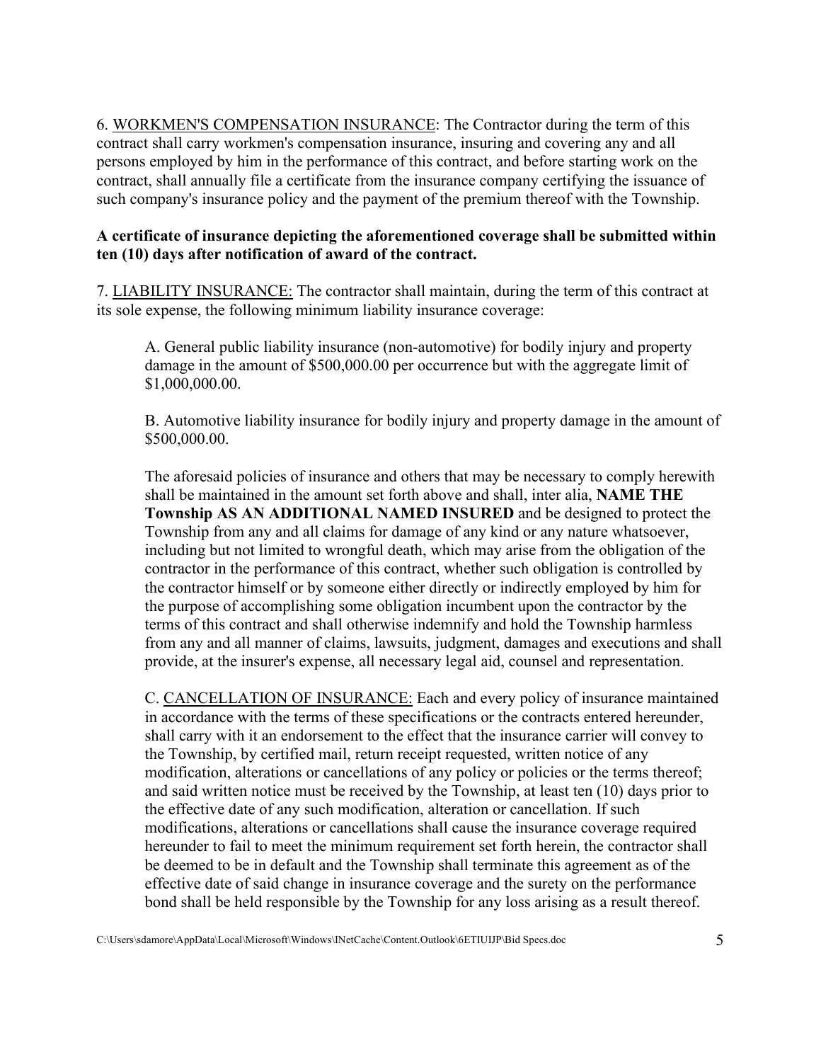6. <u>WORKMEN'S COMPENSATION INSURANCE</u>: The Contractor during the term of this contract shall carry workmen's compensation insurance, insuring and covering any and all persons employed by him in the performance of this contract, and before starting work on the contract, shall annually file a certificate from the insurance company certifying the issuance of such company's insurance policy and the payment of the premium thereof with the Township.

**A certificate of insurance depicting the aforementioned coverage shall be submitted within ten (10) days after notification of award of the contract.**

7. <u>LIABILITY INSURANCE:</u> The contractor shall maintain, during the term of this contract at its sole expense, the following minimum liability insurance coverage:

A. General public liability insurance (non-automotive) for bodily injury and property damage in the amount of $500,000.00 per occurrence but with the aggregate limit of $1,000,000.00.

B. Automotive liability insurance for bodily injury and property damage in the amount of $500,000.00.

The aforesaid policies of insurance and others that may be necessary to comply herewith shall be maintained in the amount set forth above and shall, inter alia, **NAME THE Township AS AN ADDITIONAL NAMED INSURED** and be designed to protect the Township from any and all claims for damage of any kind or any nature whatsoever, including but not limited to wrongful death, which may arise from the obligation of the contractor in the performance of this contract, whether such obligation is controlled by the contractor himself or by someone either directly or indirectly employed by him for the purpose of accomplishing some obligation incumbent upon the contractor by the terms of this contract and shall otherwise indemnify and hold the Township harmless from any and all manner of claims, lawsuits, judgment, damages and executions and shall provide, at the insurer's expense, all necessary legal aid, counsel and representation.

C. <u>CANCELLATION OF INSURANCE:</u> Each and every policy of insurance maintained in accordance with the terms of these specifications or the contracts entered hereunder, shall carry with it an endorsement to the effect that the insurance carrier will convey to the Township, by certified mail, return receipt requested, written notice of any modification, alterations or cancellations of any policy or policies or the terms thereof; and said written notice must be received by the Township, at least ten (10) days prior to the effective date of any such modification, alteration or cancellation. If such modifications, alterations or cancellations shall cause the insurance coverage required hereunder to fail to meet the minimum requirement set forth herein, the contractor shall be deemed to be in default and the Township shall terminate this agreement as of the effective date of said change in insurance coverage and the surety on the performance bond shall be held responsible by the Township for any loss arising as a result thereof.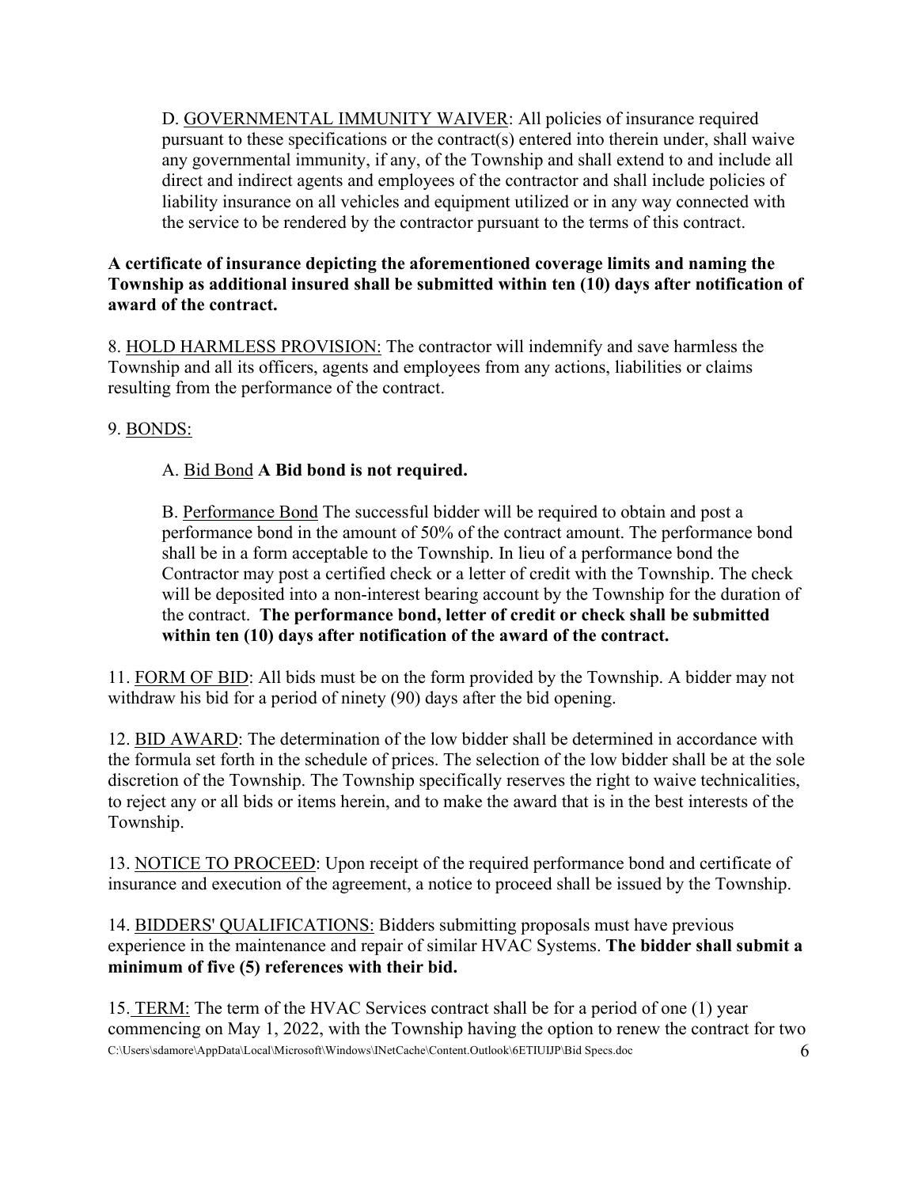D. GOVERNMENTAL IMMUNITY WAIVER: All policies of insurance required pursuant to these specifications or the contract(s) entered into therein under, shall waive any governmental immunity, if any, of the Township and shall extend to and include all direct and indirect agents and employees of the contractor and shall include policies of liability insurance on all vehicles and equipment utilized or in any way connected with the service to be rendered by the contractor pursuant to the terms of this contract.

**A certificate of insurance depicting the aforementioned coverage limits and naming the Township as additional insured shall be submitted within ten (10) days after notification of award of the contract.**

8. HOLD HARMLESS PROVISION: The contractor will indemnify and save harmless the Township and all its officers, agents and employees from any actions, liabilities or claims resulting from the performance of the contract.

9. BONDS:

A. Bid Bond **A Bid bond is not required.**

B. Performance Bond The successful bidder will be required to obtain and post a performance bond in the amount of 50% of the contract amount. The performance bond shall be in a form acceptable to the Township. In lieu of a performance bond the Contractor may post a certified check or a letter of credit with the Township. The check will be deposited into a non-interest bearing account by the Township for the duration of the contract. **The performance bond, letter of credit or check shall be submitted within ten (10) days after notification of the award of the contract.**

11. FORM OF BID: All bids must be on the form provided by the Township. A bidder may not withdraw his bid for a period of ninety (90) days after the bid opening.

12. BID AWARD: The determination of the low bidder shall be determined in accordance with the formula set forth in the schedule of prices. The selection of the low bidder shall be at the sole discretion of the Township. The Township specifically reserves the right to waive technicalities, to reject any or all bids or items herein, and to make the award that is in the best interests of the Township.

13. NOTICE TO PROCEED: Upon receipt of the required performance bond and certificate of insurance and execution of the agreement, a notice to proceed shall be issued by the Township.

14. BIDDERS' QUALIFICATIONS: Bidders submitting proposals must have previous experience in the maintenance and repair of similar HVAC Systems. **The bidder shall submit a minimum of five (5) references with their bid.**

15. TERM: The term of the HVAC Services contract shall be for a period of one (1) year commencing on May 1, 2022, with the Township having the option to renew the contract for two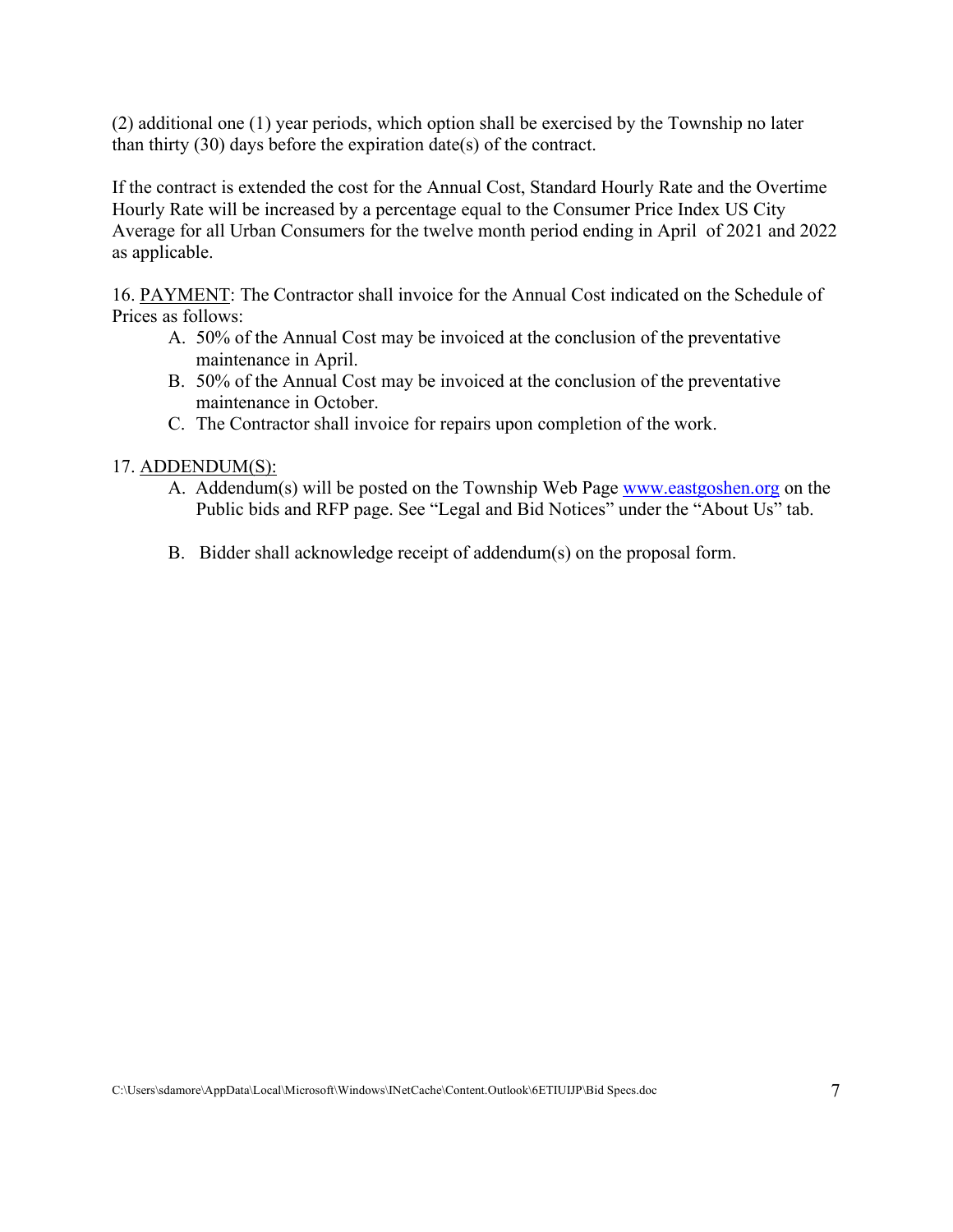(2) additional one (1) year periods, which option shall be exercised by the Township no later than thirty (30) days before the expiration date(s) of the contract.

If the contract is extended the cost for the Annual Cost, Standard Hourly Rate and the Overtime Hourly Rate will be increased by a percentage equal to the Consumer Price Index US City Average for all Urban Consumers for the twelve month period ending in April of 2021 and 2022 as applicable.

16. PAYMENT: The Contractor shall invoice for the Annual Cost indicated on the Schedule of Prices as follows:

A. 50% of the Annual Cost may be invoiced at the conclusion of the preventative maintenance in April.
B. 50% of the Annual Cost may be invoiced at the conclusion of the preventative maintenance in October.
C. The Contractor shall invoice for repairs upon completion of the work.

17. ADDENDUM(S):

A. Addendum(s) will be posted on the Township Web Page [www.eastgoshen.org](http://www.eastgoshen.org) on the Public bids and RFP page. See "Legal and Bid Notices" under the "About Us" tab.

B. Bidder shall acknowledge receipt of addendum(s) on the proposal form.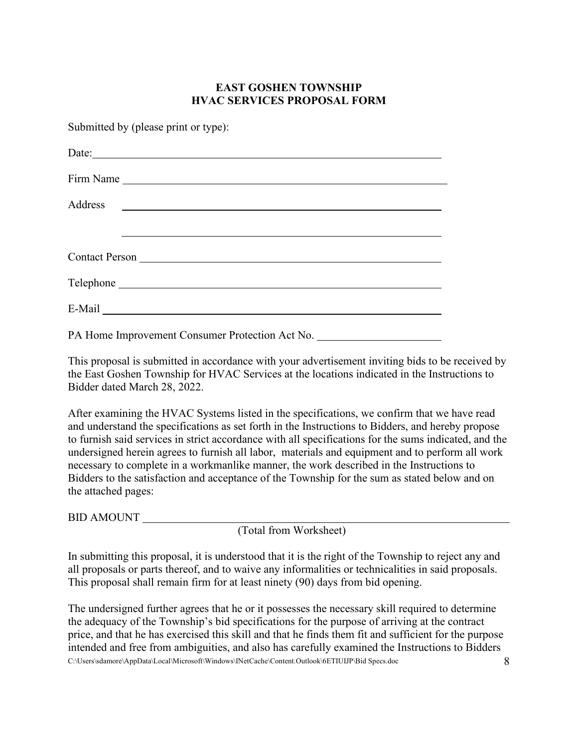**EAST GOSHEN TOWNSHIP**
**HVAC SERVICES PROPOSAL FORM**

Submitted by (please print or type):

Date: ______________________________________________

Firm Name ______________________________________________

Address ______________________________________________

______________________________________________

Contact Person ______________________________________________

Telephone ______________________________________________

E-Mail ______________________________________________

PA Home Improvement Consumer Protection Act No. ____________________

This proposal is submitted in accordance with your advertisement inviting bids to be received by the East Goshen Township for HVAC Services at the locations indicated in the Instructions to Bidder dated March 28, 2022.

After examining the HVAC Systems listed in the specifications, we confirm that we have read and understand the specifications as set forth in the Instructions to Bidders, and hereby propose to furnish said services in strict accordance with all specifications for the sums indicated, and the undersigned herein agrees to furnish all labor, materials and equipment and to perform all work necessary to complete in a workmanlike manner, the work described in the Instructions to Bidders to the satisfaction and acceptance of the Township for the sum as stated below and on the attached pages:

BID AMOUNT ______________________________________________
(Total from Worksheet)

In submitting this proposal, it is understood that it is the right of the Township to reject any and all proposals or parts thereof, and to waive any informalities or technicalities in said proposals. This proposal shall remain firm for at least ninety (90) days from bid opening.

The undersigned further agrees that he or it possesses the necessary skill required to determine the adequacy of the Township's bid specifications for the purpose of arriving at the contract price, and that he has exercised this skill and that he finds them fit and sufficient for the purpose intended and free from ambiguities, and also has carefully examined the Instructions to Bidders

C:\Users\sdamore\AppData\Local\Microsoft\Windows\INetCache\Content.Outlook\6ETIUIJP\Bid Specs.doc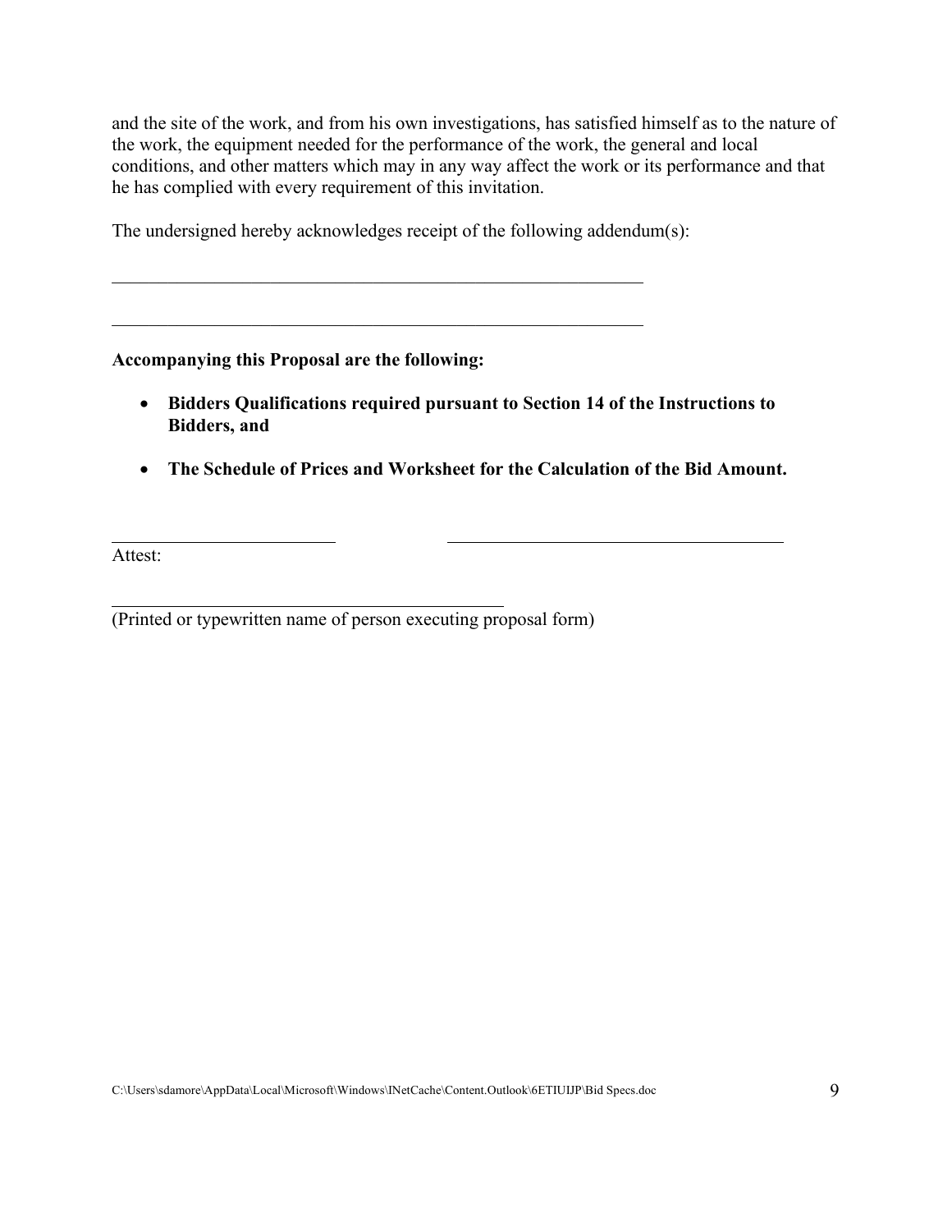and the site of the work, and from his own investigations, has satisfied himself as to the nature of the work, the equipment needed for the performance of the work, the general and local conditions, and other matters which may in any way affect the work or its performance and that he has complied with every requirement of this invitation.

The undersigned hereby acknowledges receipt of the following addendum(s):

\_\_\_\_\_\_\_\_\_\_\_\_\_\_\_\_\_\_\_\_\_\_\_\_\_\_\_\_\_\_\_\_\_\_\_\_\_\_\_\_\_\_\_\_\_\_\_\_\_\_\_\_\_\_\_\_

\_\_\_\_\_\_\_\_\_\_\_\_\_\_\_\_\_\_\_\_\_\_\_\_\_\_\_\_\_\_\_\_\_\_\_\_\_\_\_\_\_\_\_\_\_\_\_\_\_\_\_\_\_\_\_\_

**Accompanying this Proposal are the following:**

- **Bidders Qualifications required pursuant to Section 14 of the Instructions to Bidders, and**
- **The Schedule of Prices and Worksheet for the Calculation of the Bid Amount.**

\_\_\_\_\_\_\_\_\_\_\_\_\_\_\_\_\_\_\_\_\_\_\_\_\_ \_\_\_\_\_\_\_\_\_\_\_\_\_\_\_\_\_\_\_\_\_\_\_\_\_\_\_\_\_\_\_\_\_\_\_\_\_\_

Attest:

\_\_\_\_\_\_\_\_\_\_\_\_\_\_\_\_\_\_\_\_\_\_\_\_\_\_\_\_\_\_\_\_\_\_\_\_\_\_\_\_\_\_\_

(Printed or typewritten name of person executing proposal form)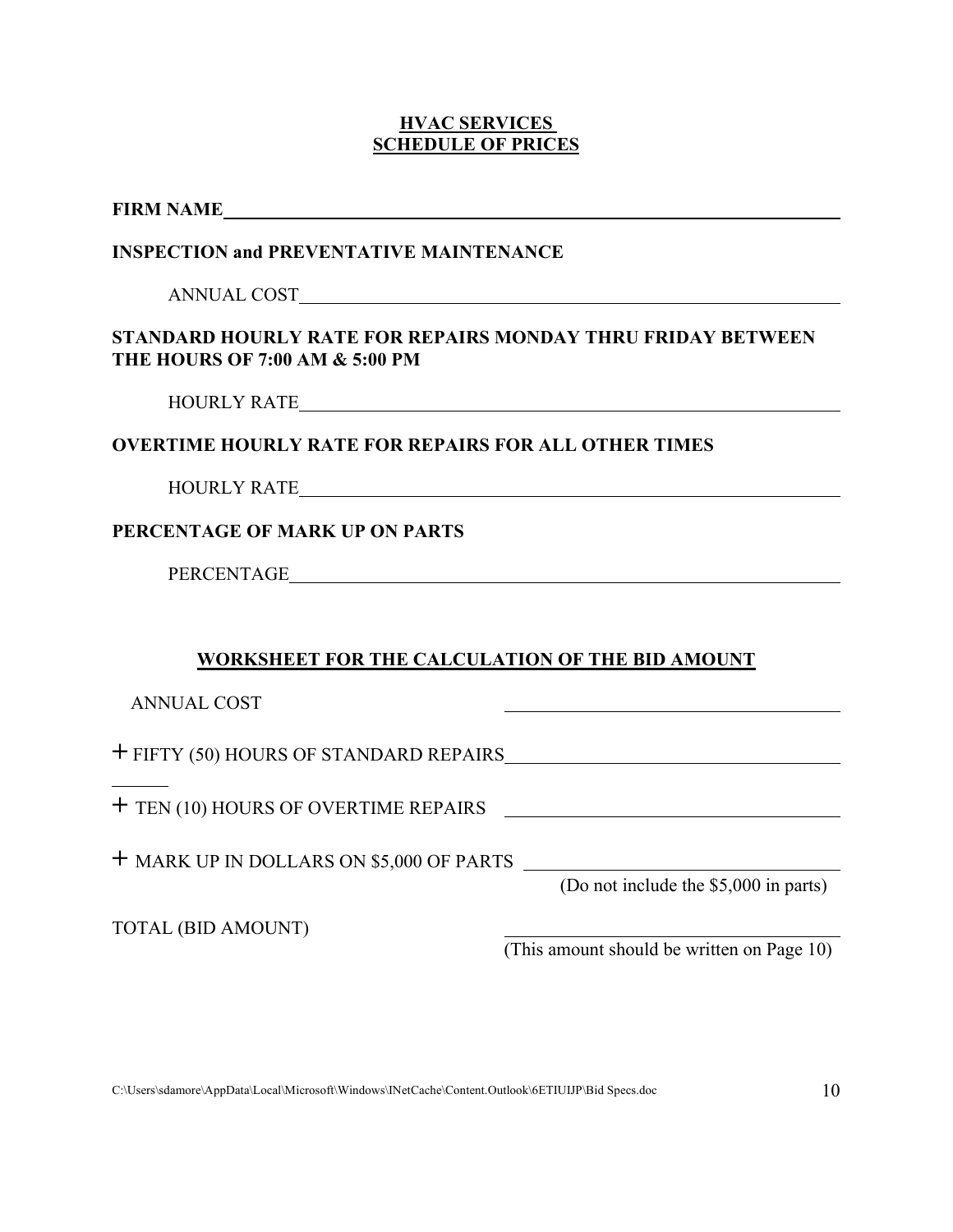## HVAC SERVICES
## SCHEDULE OF PRICES

**FIRM NAME** ______________________________________________

**INSPECTION and PREVENTATIVE MAINTENANCE**

ANNUAL COST ______________________________________________

**STANDARD HOURLY RATE FOR REPAIRS MONDAY THRU FRIDAY BETWEEN THE HOURS OF 7:00 AM & 5:00 PM**

HOURLY RATE ______________________________________________

**OVERTIME HOURLY RATE FOR REPAIRS FOR ALL OTHER TIMES**

HOURLY RATE ______________________________________________

**PERCENTAGE OF MARK UP ON PARTS**

PERCENTAGE ______________________________________________

### WORKSHEET FOR THE CALCULATION OF THE BID AMOUNT

ANNUAL COST ______________________________

\+ FIFTY (50) HOURS OF STANDARD REPAIRS ______________________________

\+ TEN (10) HOURS OF OVERTIME REPAIRS ______________________________

\+ MARK UP IN DOLLARS ON $5,000 OF PARTS ______________________________
(Do not include the $5,000 in parts)

TOTAL (BID AMOUNT) ______________________________
(This amount should be written on Page 10)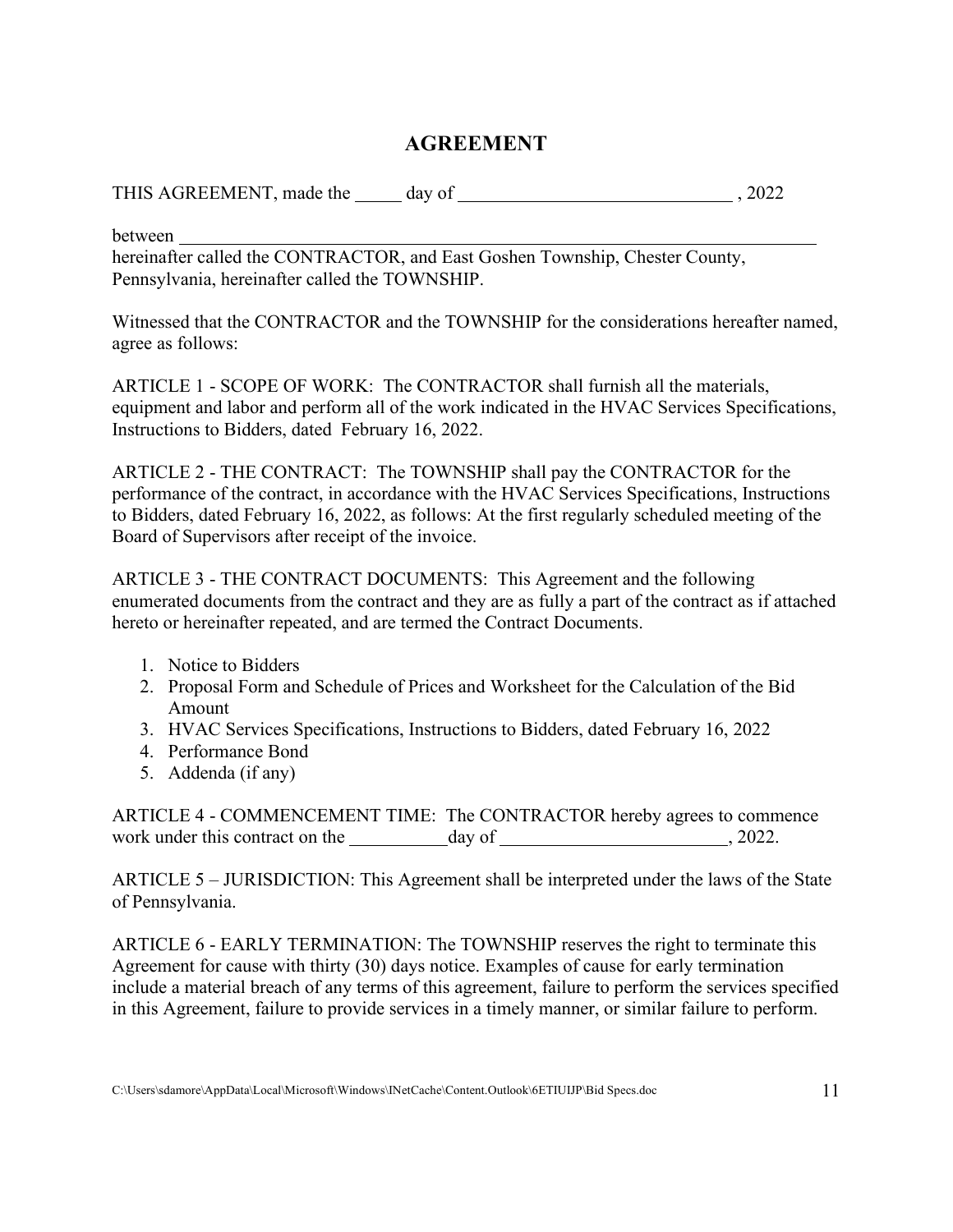# AGREEMENT

THIS AGREEMENT, made the _____ day of ______________________________ , 2022

between ________________________________________________________________________
hereinafter called the CONTRACTOR, and East Goshen Township, Chester County, Pennsylvania, hereinafter called the TOWNSHIP.

Witnessed that the CONTRACTOR and the TOWNSHIP for the considerations hereafter named, agree as follows:

ARTICLE 1 - SCOPE OF WORK: The CONTRACTOR shall furnish all the materials, equipment and labor and perform all of the work indicated in the HVAC Services Specifications, Instructions to Bidders, dated February 16, 2022.

ARTICLE 2 - THE CONTRACT: The TOWNSHIP shall pay the CONTRACTOR for the performance of the contract, in accordance with the HVAC Services Specifications, Instructions to Bidders, dated February 16, 2022, as follows: At the first regularly scheduled meeting of the Board of Supervisors after receipt of the invoice.

ARTICLE 3 - THE CONTRACT DOCUMENTS: This Agreement and the following enumerated documents from the contract and they are as fully a part of the contract as if attached hereto or hereinafter repeated, and are termed the Contract Documents.

1. Notice to Bidders
2. Proposal Form and Schedule of Prices and Worksheet for the Calculation of the Bid Amount
3. HVAC Services Specifications, Instructions to Bidders, dated February 16, 2022
4. Performance Bond
5. Addenda (if any)

ARTICLE 4 - COMMENCEMENT TIME: The CONTRACTOR hereby agrees to commence work under this contract on the ___________day of _________________________, 2022.

ARTICLE 5 – JURISDICTION: This Agreement shall be interpreted under the laws of the State of Pennsylvania.

ARTICLE 6 - EARLY TERMINATION: The TOWNSHIP reserves the right to terminate this Agreement for cause with thirty (30) days notice. Examples of cause for early termination include a material breach of any terms of this agreement, failure to perform the services specified in this Agreement, failure to provide services in a timely manner, or similar failure to perform.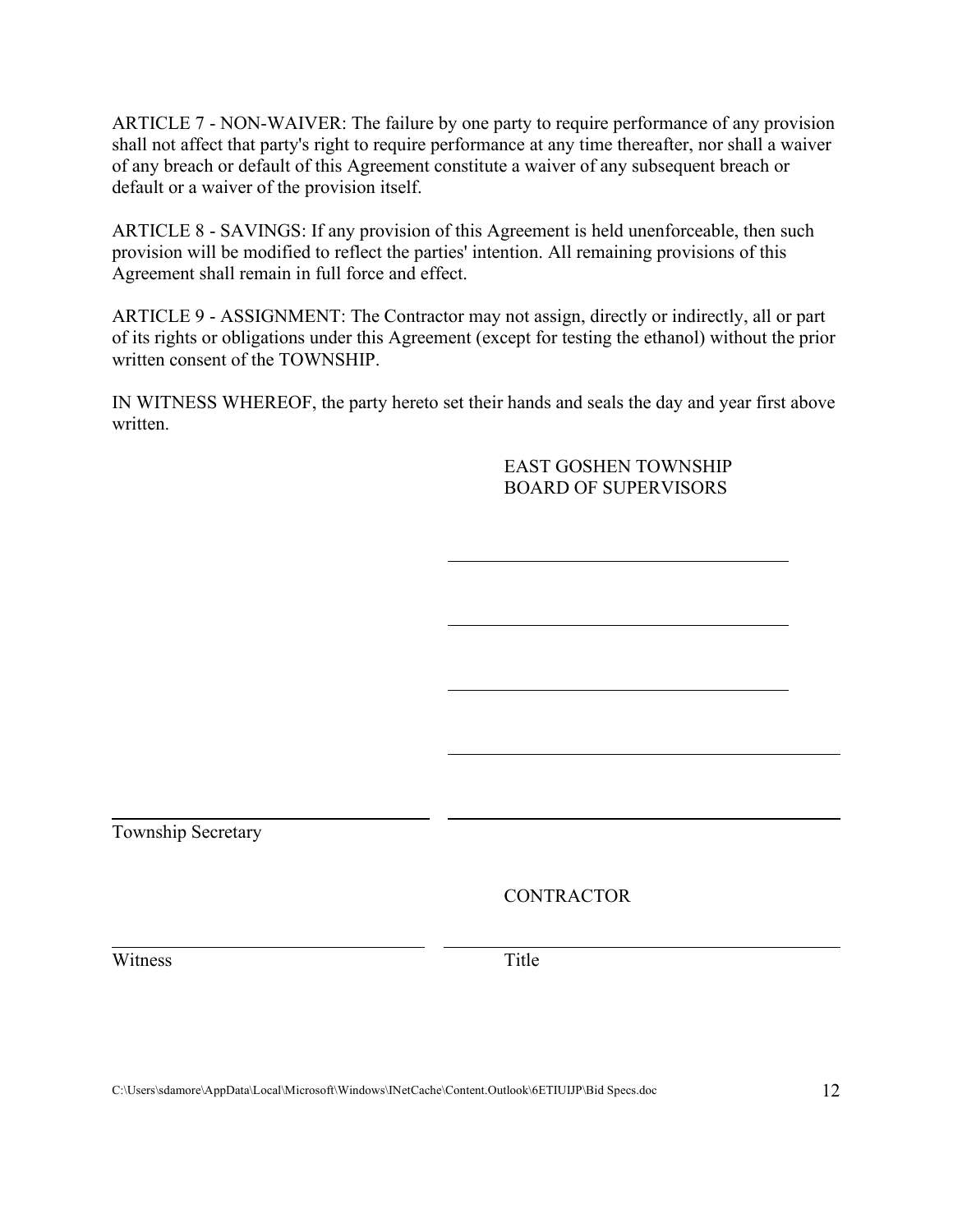ARTICLE 7 - NON-WAIVER: The failure by one party to require performance of any provision shall not affect that party's right to require performance at any time thereafter, nor shall a waiver of any breach or default of this Agreement constitute a waiver of any subsequent breach or default or a waiver of the provision itself.

ARTICLE 8 - SAVINGS: If any provision of this Agreement is held unenforceable, then such provision will be modified to reflect the parties' intention. All remaining provisions of this Agreement shall remain in full force and effect.

ARTICLE 9 - ASSIGNMENT: The Contractor may not assign, directly or indirectly, all or part of its rights or obligations under this Agreement (except for testing the ethanol) without the prior written consent of the TOWNSHIP.

IN WITNESS WHEREOF, the party hereto set their hands and seals the day and year first above written.

EAST GOSHEN TOWNSHIP
BOARD OF SUPERVISORS

\_\_\_\_\_\_\_\_\_\_\_\_\_\_\_\_\_\_\_\_\_\_\_\_\_\_\_\_\_\_\_\_\_\_\_\_

\_\_\_\_\_\_\_\_\_\_\_\_\_\_\_\_\_\_\_\_\_\_\_\_\_\_\_\_\_\_\_\_\_\_\_\_

\_\_\_\_\_\_\_\_\_\_\_\_\_\_\_\_\_\_\_\_\_\_\_\_\_\_\_\_\_\_\_\_\_\_\_\_

\_\_\_\_\_\_\_\_\_\_\_\_\_\_\_\_\_\_\_\_\_\_\_\_\_\_\_\_\_\_\_\_\_\_\_\_

\_\_\_\_\_\_\_\_\_\_\_\_\_\_\_\_\_\_\_\_\_\_\_\_\_\_\_\_\_\_\_\_\_\_\_\_ \_\_\_\_\_\_\_\_\_\_\_\_\_\_\_\_\_\_\_\_\_\_\_\_\_\_\_\_\_\_\_\_\_\_\_\_

Township Secretary

CONTRACTOR

\_\_\_\_\_\_\_\_\_\_\_\_\_\_\_\_\_\_\_\_\_\_\_\_\_\_\_\_\_\_\_\_\_\_\_\_ \_\_\_\_\_\_\_\_\_\_\_\_\_\_\_\_\_\_\_\_\_\_\_\_\_\_\_\_\_\_\_\_\_\_\_\_

Witness Title